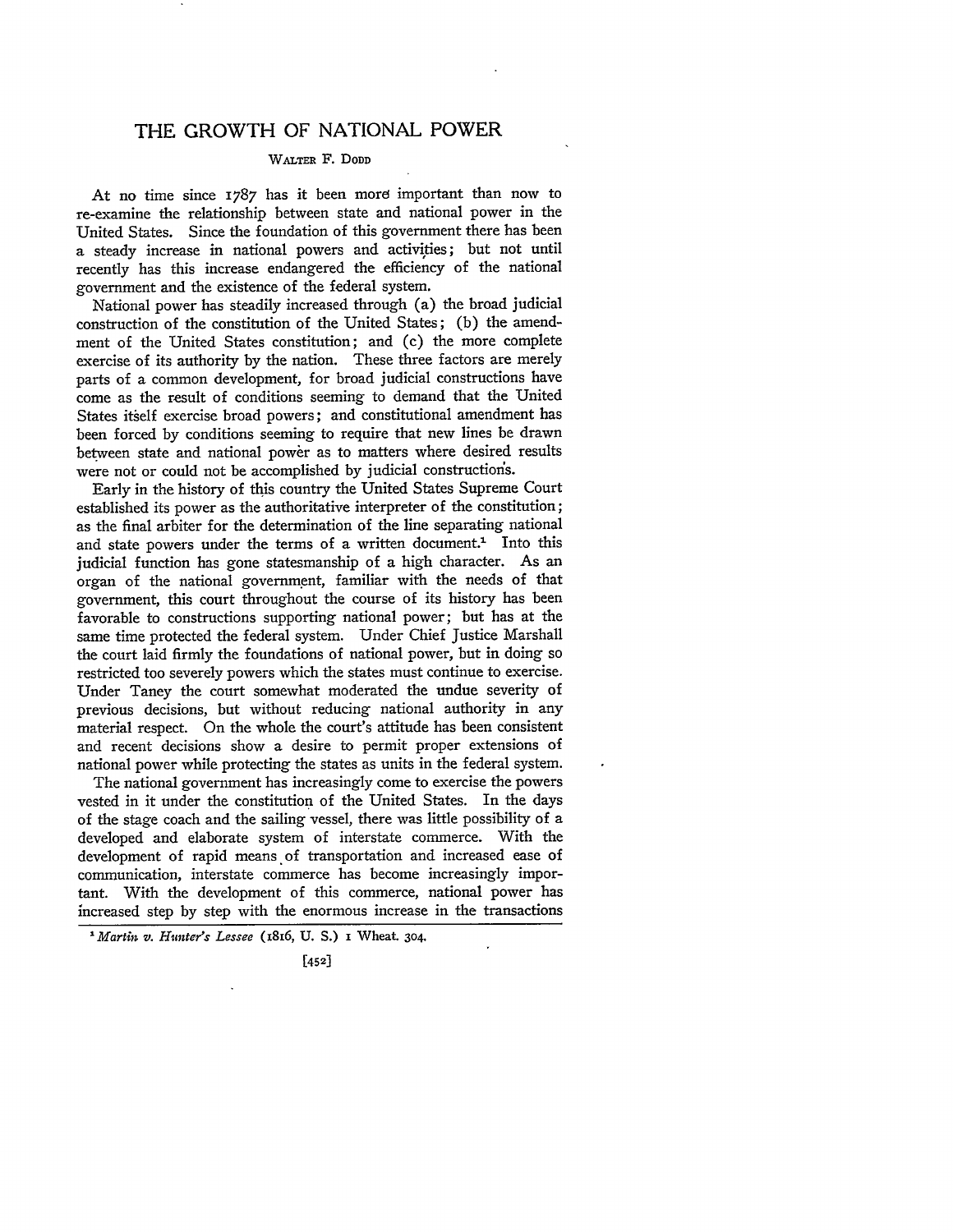# THE GROWTH OF NATIONAL POWER

WALTER F. DODD

At no time since 1787 has it been more important than now to re-examine the relationship between state and national power in the United States. Since the foundation of this government there has been a steady increase in national powers and activities; but not until recently has this increase endangered the efficiency of the national government and the existence of the federal system.

National power has steadily increased through (a) the broad judicial construction of the constitution of the United States; (b) the amendment of the United States constitution; and (c) the more complete exercise of its authority by the nation. These three factors are merely parts of a common development, for broad judicial constructions have come as the result of conditions seeming to demand that the United States itself exercise broad powers; and constitutional amendment has been forced by conditions seeming to require that new lines be drawn between state and national power as to matters where desired results were not or could not be accomplished by judicial constructions.

Early in the history of this country the United States Supreme Court established its power as the authoritative interpreter of the constitution; as the final arbiter for the determination of the line separating national and state powers under the terms of a written document.[1] Into this judicial function has gone statesmanship of a high character. As an organ of the national government, familiar with the needs of that government, this court throughout the course of its history has been favorable to constructions supporting national power; but has at the same time protected the federal system. Under Chief Justice Marshall the court laid firmly the foundations of national power, but in doing so restricted too severely powers which the states must continue to exercise. Under Taney the court somewhat moderated the undue severity of previous decisions, but without reducing national authority in any material respect. On the whole the court's attitude has been consistent and recent decisions show a desire to permit proper extensions of national power while protecting the states as units in the federal system.

The national government has increasingly come to exercise the powers vested in it under the constitution of the United States. In the days of the stage coach and the sailing vessel, there was little possibility of a developed and elaborate system of interstate commerce. With the development of rapid means of transportation and increased ease of communication, interstate commerce has become increasingly important. With the development of this commerce, national power has increased step by step with the enormous increase in the transactions

[1] *Martin v. Hunter's Lessee* (1816, U. S.) 1 Wheat. 304.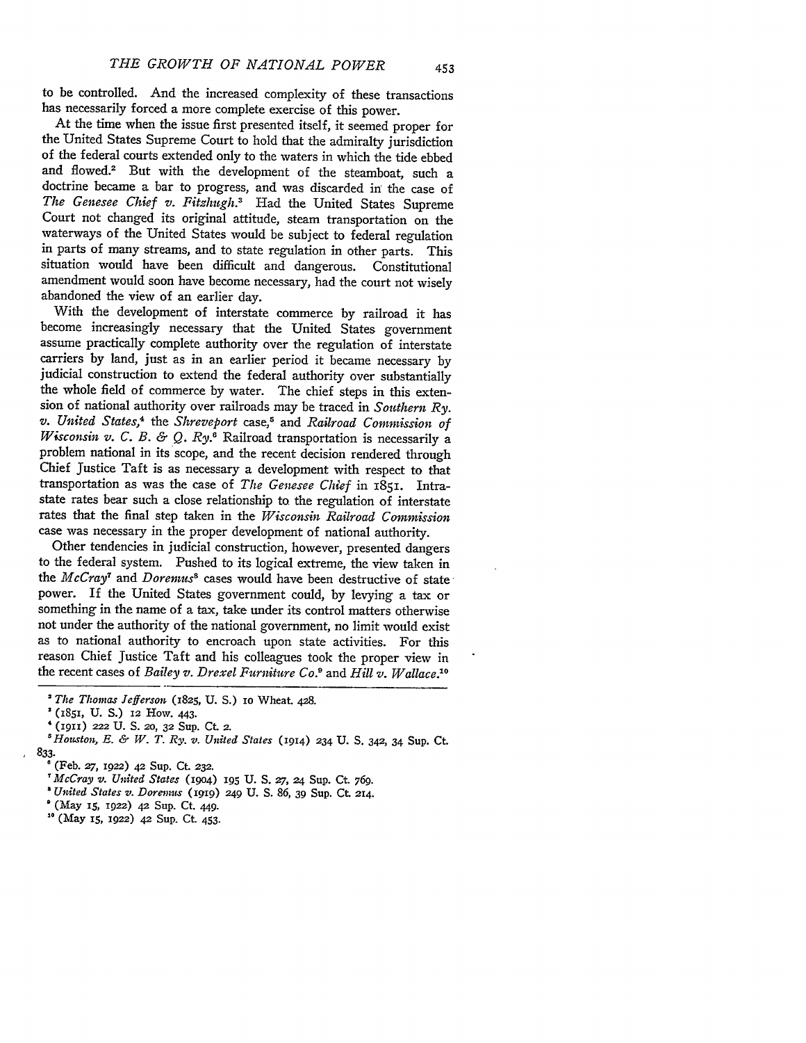to be controlled. And the increased complexity of these transactions has necessarily forced a more complete exercise of this power.

At the time when the issue first presented itself, it seemed proper for the United States Supreme Court to hold that the admiralty jurisdiction of the federal courts extended only to the waters in which the tide ebbed and flowed.[2] But with the development of the steamboat, such a doctrine became a bar to progress, and was discarded in the case of *The Genesee Chief v. Fitzhugh.*[3] Had the United States Supreme Court not changed its original attitude, steam transportation on the waterways of the United States would be subject to federal regulation in parts of many streams, and to state regulation in other parts. This situation would have been difficult and dangerous. Constitutional amendment would soon have become necessary, had the court not wisely abandoned the view of an earlier day.

With the development of interstate commerce by railroad it has become increasingly necessary that the United States government assume practically complete authority over the regulation of interstate carriers by land, just as in an earlier period it became necessary by judicial construction to extend the federal authority over substantially the whole field of commerce by water. The chief steps in this extension of national authority over railroads may be traced in *Southern Ry. v. United States,*[4] the *Shreveport* case,[5] and *Railroad Commission of Wisconsin v. C. B. & Q. Ry.*[6] Railroad transportation is necessarily a problem national in its scope, and the recent decision rendered through Chief Justice Taft is as necessary a development with respect to that transportation as was the case of *The Genesee Chief* in 1851. Intrastate rates bear such a close relationship to the regulation of interstate rates that the final step taken in the *Wisconsin Railroad Commission* case was necessary in the proper development of national authority.

Other tendencies in judicial construction, however, presented dangers to the federal system. Pushed to its logical extreme, the view taken in the *McCray*[7] and *Doremus*[8] cases would have been destructive of state power. If the United States government could, by levying a tax or something in the name of a tax, take under its control matters otherwise not under the authority of the national government, no limit would exist as to national authority to encroach upon state activities. For this reason Chief Justice Taft and his colleagues took the proper view in the recent cases of *Bailey v. Drexel Furniture Co.*[9] and *Hill v. Wallace.*[10]

---

[2] *The Thomas Jefferson* (1825, U. S.) 10 Wheat. 428.

[3] (1851, U. S.) 12 How. 443.

[4] (1911) 222 U. S. 20, 32 Sup. Ct. 2.

[5] *Houston, E. & W. T. Ry. v. United States* (1914) 234 U. S. 342, 34 Sup. Ct. 833.

[6] (Feb. 27, 1922) 42 Sup. Ct. 232.

[7] *McCray v. United States* (1904) 195 U. S. 27, 24 Sup. Ct. 769.

[8] *United States v. Doremus* (1919) 249 U. S. 86, 39 Sup. Ct. 214.

[9] (May 15, 1922) 42 Sup. Ct. 449.

[10] (May 15, 1922) 42 Sup. Ct. 453.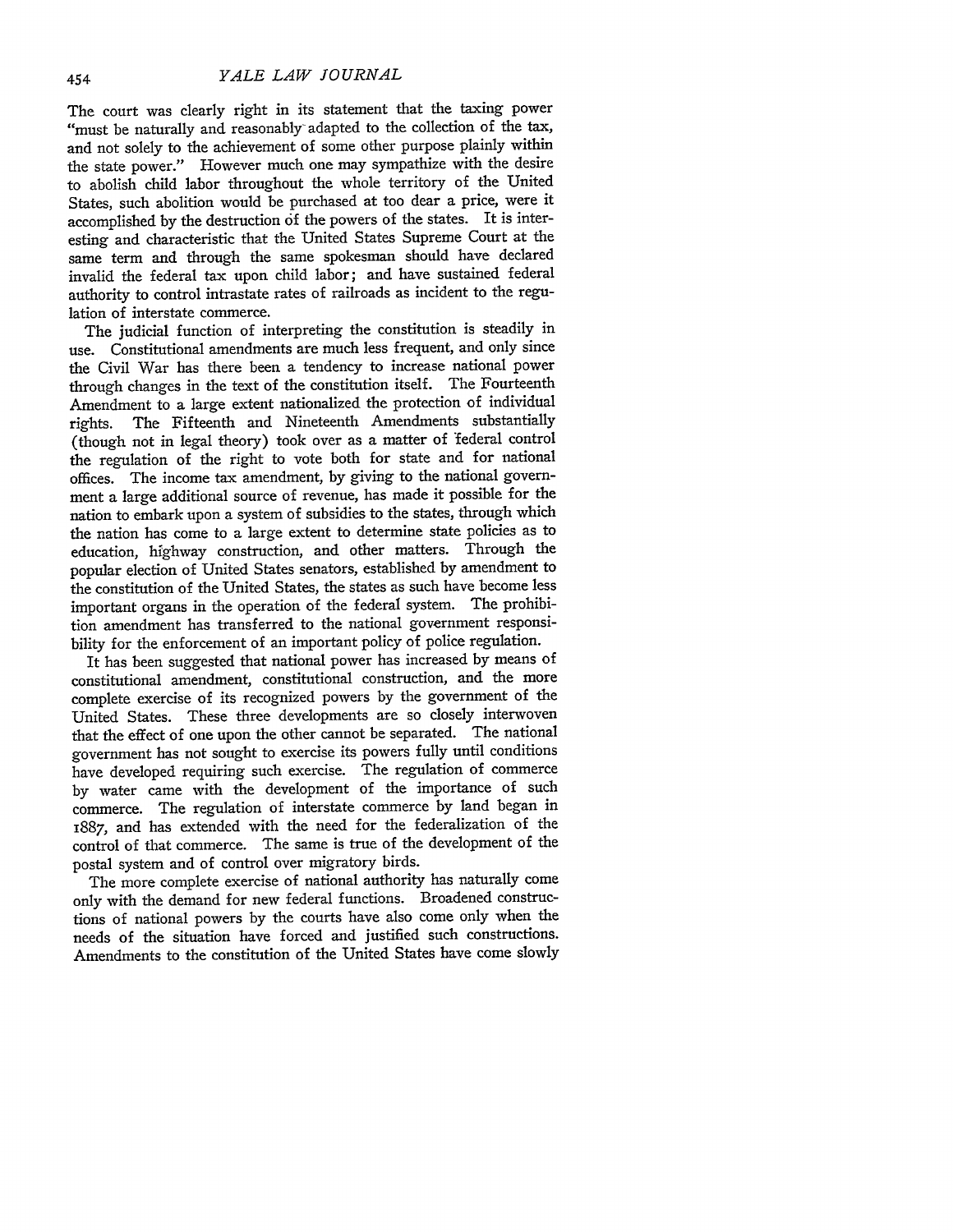The court was clearly right in its statement that the taxing power "must be naturally and reasonably adapted to the collection of the tax, and not solely to the achievement of some other purpose plainly within the state power." However much one may sympathize with the desire to abolish child labor throughout the whole territory of the United States, such abolition would be purchased at too dear a price, were it accomplished by the destruction of the powers of the states. It is interesting and characteristic that the United States Supreme Court at the same term and through the same spokesman should have declared invalid the federal tax upon child labor; and have sustained federal authority to control intrastate rates of railroads as incident to the regulation of interstate commerce.

The judicial function of interpreting the constitution is steadily in use. Constitutional amendments are much less frequent, and only since the Civil War has there been a tendency to increase national power through changes in the text of the constitution itself. The Fourteenth Amendment to a large extent nationalized the protection of individual rights. The Fifteenth and Nineteenth Amendments substantially (though not in legal theory) took over as a matter of federal control the regulation of the right to vote both for state and for national offices. The income tax amendment, by giving to the national government a large additional source of revenue, has made it possible for the nation to embark upon a system of subsidies to the states, through which the nation has come to a large extent to determine state policies as to education, highway construction, and other matters. Through the popular election of United States senators, established by amendment to the constitution of the United States, the states as such have become less important organs in the operation of the federal system. The prohibition amendment has transferred to the national government responsibility for the enforcement of an important policy of police regulation.

It has been suggested that national power has increased by means of constitutional amendment, constitutional construction, and the more complete exercise of its recognized powers by the government of the United States. These three developments are so closely interwoven that the effect of one upon the other cannot be separated. The national government has not sought to exercise its powers fully until conditions have developed requiring such exercise. The regulation of commerce by water came with the development of the importance of such commerce. The regulation of interstate commerce by land began in 1887, and has extended with the need for the federalization of the control of that commerce. The same is true of the development of the postal system and of control over migratory birds.

The more complete exercise of national authority has naturally come only with the demand for new federal functions. Broadened constructions of national powers by the courts have also come only when the needs of the situation have forced and justified such constructions. Amendments to the constitution of the United States have come slowly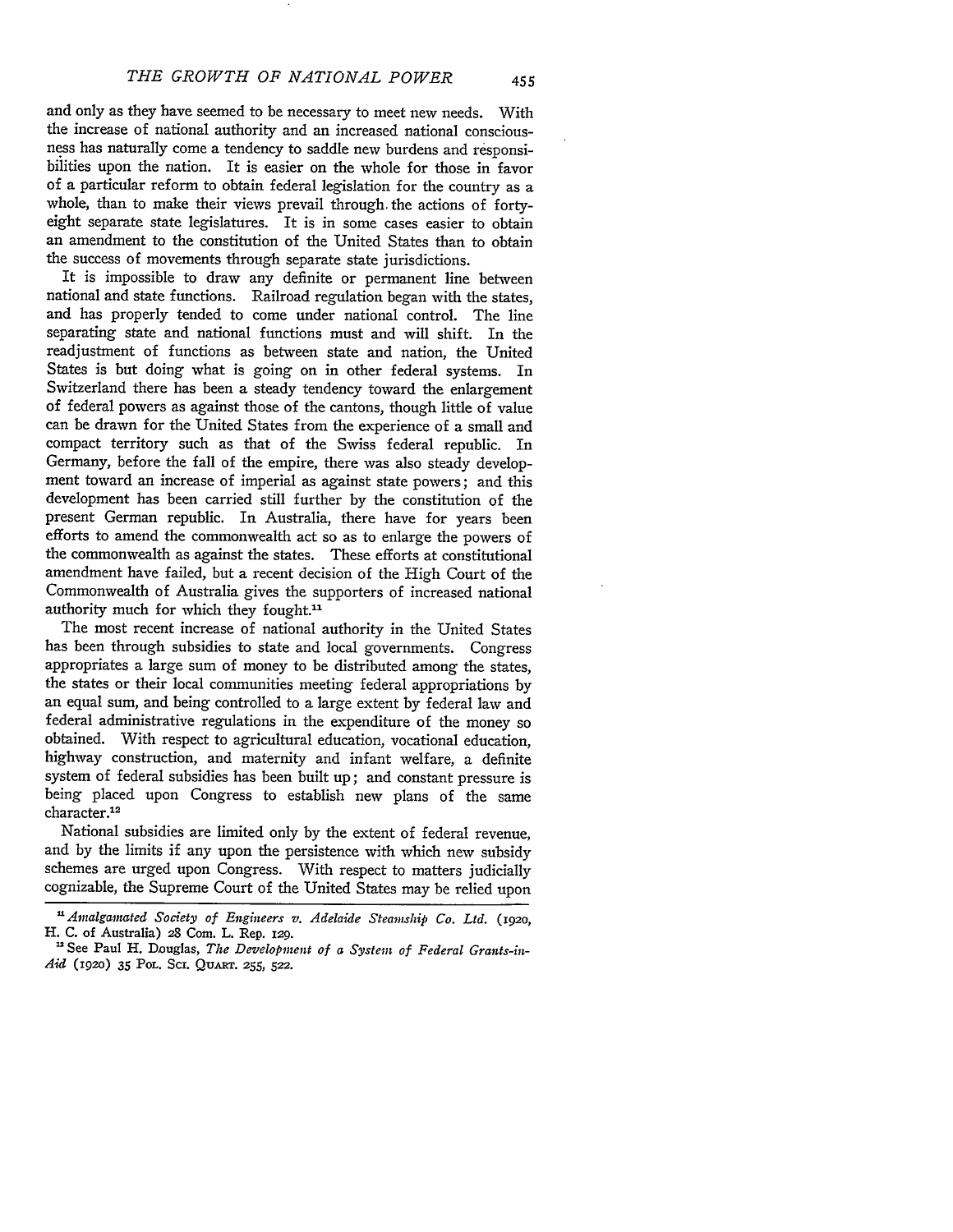and only as they have seemed to be necessary to meet new needs. With the increase of national authority and an increased national consciousness has naturally come a tendency to saddle new burdens and responsibilities upon the nation. It is easier on the whole for those in favor of a particular reform to obtain federal legislation for the country as a whole, than to make their views prevail through the actions of forty-eight separate state legislatures. It is in some cases easier to obtain an amendment to the constitution of the United States than to obtain the success of movements through separate state jurisdictions.

It is impossible to draw any definite or permanent line between national and state functions. Railroad regulation began with the states, and has properly tended to come under national control. The line separating state and national functions must and will shift. In the readjustment of functions as between state and nation, the United States is but doing what is going on in other federal systems. In Switzerland there has been a steady tendency toward the enlargement of federal powers as against those of the cantons, though little of value can be drawn for the United States from the experience of a small and compact territory such as that of the Swiss federal republic. In Germany, before the fall of the empire, there was also steady development toward an increase of imperial as against state powers; and this development has been carried still further by the constitution of the present German republic. In Australia, there have for years been efforts to amend the commonwealth act so as to enlarge the powers of the commonwealth as against the states. These efforts at constitutional amendment have failed, but a recent decision of the High Court of the Commonwealth of Australia gives the supporters of increased national authority much for which they fought.[11]

The most recent increase of national authority in the United States has been through subsidies to state and local governments. Congress appropriates a large sum of money to be distributed among the states, the states or their local communities meeting federal appropriations by an equal sum, and being controlled to a large extent by federal law and federal administrative regulations in the expenditure of the money so obtained. With respect to agricultural education, vocational education, highway construction, and maternity and infant welfare, a definite system of federal subsidies has been built up; and constant pressure is being placed upon Congress to establish new plans of the same character.[12]

National subsidies are limited only by the extent of federal revenue, and by the limits if any upon the persistence with which new subsidy schemes are urged upon Congress. With respect to matters judicially cognizable, the Supreme Court of the United States may be relied upon

---

[11] *Amalgamated Society of Engineers v. Adelaide Steamship Co. Ltd.* (1920, H. C. of Australia) 28 Com. L. Rep. 129.

[12] See Paul H. Douglas, *The Development of a System of Federal Grants-in-Aid* (1920) 35 Pol. Sci. Quart. 255, 522.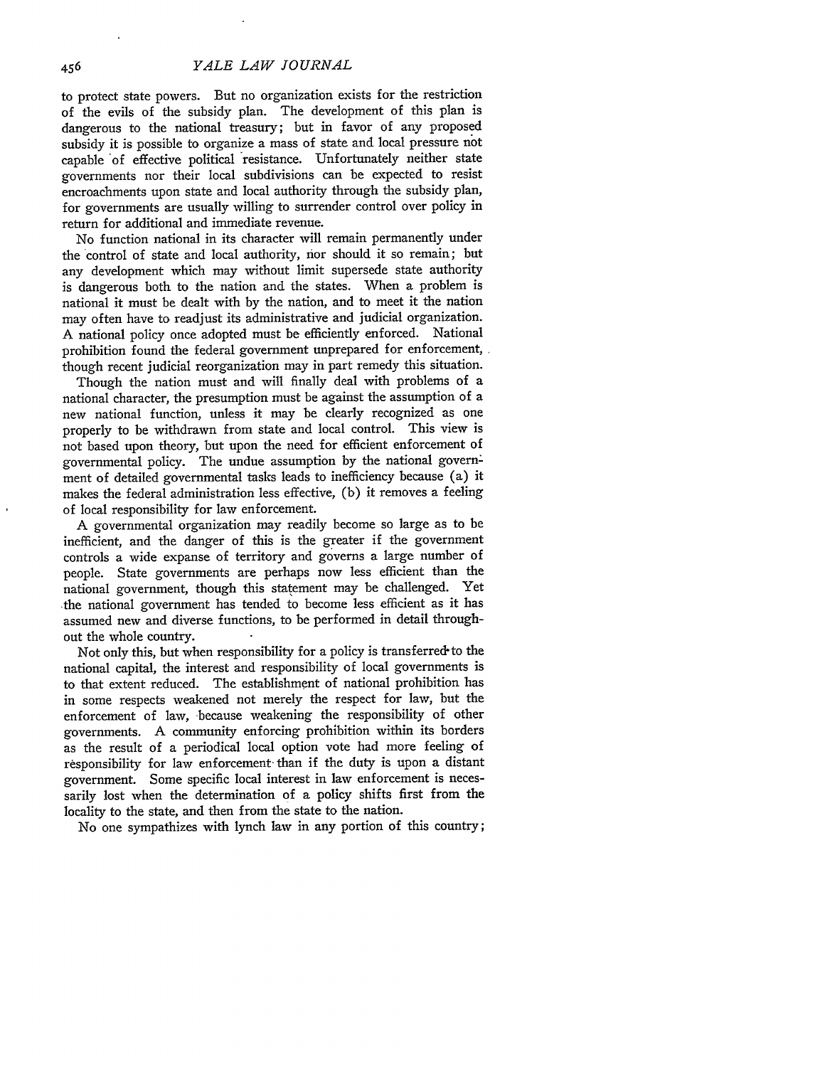to protect state powers. But no organization exists for the restriction of the evils of the subsidy plan. The development of this plan is dangerous to the national treasury; but in favor of any proposed subsidy it is possible to organize a mass of state and local pressure not capable of effective political resistance. Unfortunately neither state governments nor their local subdivisions can be expected to resist encroachments upon state and local authority through the subsidy plan, for governments are usually willing to surrender control over policy in return for additional and immediate revenue.

No function national in its character will remain permanently under the control of state and local authority, nor should it so remain; but any development which may without limit supersede state authority is dangerous both to the nation and the states. When a problem is national it must be dealt with by the nation, and to meet it the nation may often have to readjust its administrative and judicial organization. A national policy once adopted must be efficiently enforced. National prohibition found the federal government unprepared for enforcement, though recent judicial reorganization may in part remedy this situation.

Though the nation must and will finally deal with problems of a national character, the presumption must be against the assumption of a new national function, unless it may be clearly recognized as one properly to be withdrawn from state and local control. This view is not based upon theory, but upon the need for efficient enforcement of governmental policy. The undue assumption by the national government of detailed governmental tasks leads to inefficiency because (a) it makes the federal administration less effective, (b) it removes a feeling of local responsibility for law enforcement.

A governmental organization may readily become so large as to be inefficient, and the danger of this is the greater if the government controls a wide expanse of territory and governs a large number of people. State governments are perhaps now less efficient than the national government, though this statement may be challenged. Yet the national government has tended to become less efficient as it has assumed new and diverse functions, to be performed in detail throughout the whole country.

Not only this, but when responsibility for a policy is transferred to the national capital, the interest and responsibility of local governments is to that extent reduced. The establishment of national prohibition has in some respects weakened not merely the respect for law, but the enforcement of law, because weakening the responsibility of other governments. A community enforcing prohibition within its borders as the result of a periodical local option vote had more feeling of responsibility for law enforcement than if the duty is upon a distant government. Some specific local interest in law enforcement is necessarily lost when the determination of a policy shifts first from the locality to the state, and then from the state to the nation.

No one sympathizes with lynch law in any portion of this country;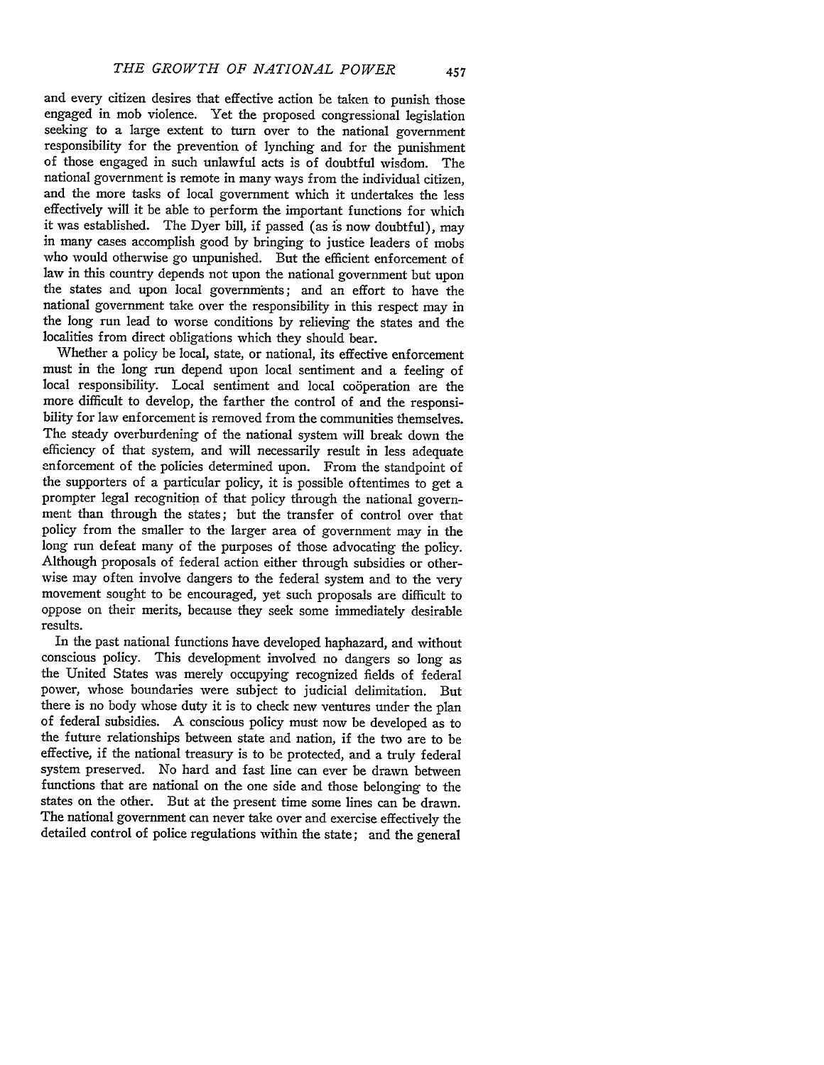and every citizen desires that effective action be taken to punish those engaged in mob violence. Yet the proposed congressional legislation seeking to a large extent to turn over to the national government responsibility for the prevention of lynching and for the punishment of those engaged in such unlawful acts is of doubtful wisdom. The national government is remote in many ways from the individual citizen, and the more tasks of local government which it undertakes the less effectively will it be able to perform the important functions for which it was established. The Dyer bill, if passed (as is now doubtful), may in many cases accomplish good by bringing to justice leaders of mobs who would otherwise go unpunished. But the efficient enforcement of law in this country depends not upon the national government but upon the states and upon local governments; and an effort to have the national government take over the responsibility in this respect may in the long run lead to worse conditions by relieving the states and the localities from direct obligations which they should bear.

Whether a policy be local, state, or national, its effective enforcement must in the long run depend upon local sentiment and a feeling of local responsibility. Local sentiment and local coöperation are the more difficult to develop, the farther the control of and the responsibility for law enforcement is removed from the communities themselves. The steady overburdening of the national system will break down the efficiency of that system, and will necessarily result in less adequate enforcement of the policies determined upon. From the standpoint of the supporters of a particular policy, it is possible oftentimes to get a prompter legal recognition of that policy through the national government than through the states; but the transfer of control over that policy from the smaller to the larger area of government may in the long run defeat many of the purposes of those advocating the policy. Although proposals of federal action either through subsidies or otherwise may often involve dangers to the federal system and to the very movement sought to be encouraged, yet such proposals are difficult to oppose on their merits, because they seek some immediately desirable results.

In the past national functions have developed haphazard, and without conscious policy. This development involved no dangers so long as the United States was merely occupying recognized fields of federal power, whose boundaries were subject to judicial delimitation. But there is no body whose duty it is to check new ventures under the plan of federal subsidies. A conscious policy must now be developed as to the future relationships between state and nation, if the two are to be effective, if the national treasury is to be protected, and a truly federal system preserved. No hard and fast line can ever be drawn between functions that are national on the one side and those belonging to the states on the other. But at the present time some lines can be drawn. The national government can never take over and exercise effectively the detailed control of police regulations within the state; and the general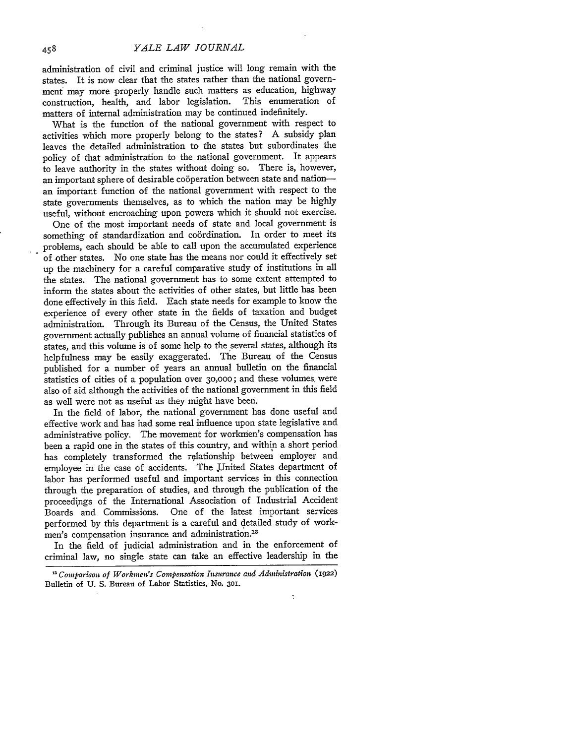administration of civil and criminal justice will long remain with the states. It is now clear that the states rather than the national government may more properly handle such matters as education, highway construction, health, and labor legislation. This enumeration of matters of internal administration may be continued indefinitely.

What is the function of the national government with respect to activities which more properly belong to the states? A subsidy plan leaves the detailed administration to the states but subordinates the policy of that administration to the national government. It appears to leave authority in the states without doing so. There is, however, an important sphere of desirable coöperation between state and nation—an important function of the national government with respect to the state governments themselves, as to which the nation may be highly useful, without encroaching upon powers which it should not exercise.

One of the most important needs of state and local government is something of standardization and coördination. In order to meet its problems, each should be able to call upon the accumulated experience of other states. No one state has the means nor could it effectively set up the machinery for a careful comparative study of institutions in all the states. The national government has to some extent attempted to inform the states about the activities of other states, but little has been done effectively in this field. Each state needs for example to know the experience of every other state in the fields of taxation and budget administration. Through its Bureau of the Census, the United States government actually publishes an annual volume of financial statistics of states, and this volume is of some help to the several states, although its helpfulness may be easily exaggerated. The Bureau of the Census published for a number of years an annual bulletin on the financial statistics of cities of a population over 30,000; and these volumes were also of aid although the activities of the national government in this field as well were not as useful as they might have been.

In the field of labor, the national government has done useful and effective work and has had some real influence upon state legislative and administrative policy. The movement for workmen's compensation has been a rapid one in the states of this country, and within a short period has completely transformed the relationship between employer and employee in the case of accidents. The United States department of labor has performed useful and important services in this connection through the preparation of studies, and through the publication of the proceedings of the International Association of Industrial Accident Boards and Commissions. One of the latest important services performed by this department is a careful and detailed study of workmen's compensation insurance and administration.[13]

In the field of judicial administration and in the enforcement of criminal law, no single state can take an effective leadership in the

[13] *Comparison of Workmen's Compensation Insurance and Administration* (1922) Bulletin of U. S. Bureau of Labor Statistics, No. 301.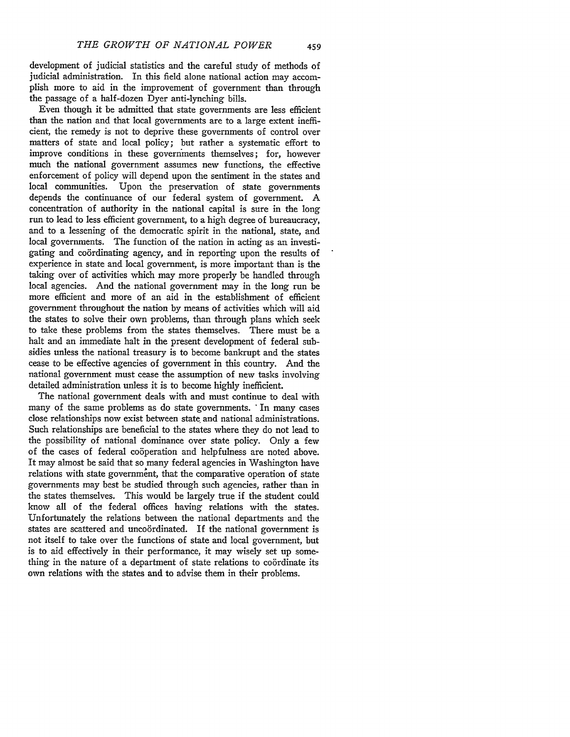development of judicial statistics and the careful study of methods of judicial administration. In this field alone national action may accomplish more to aid in the improvement of government than through the passage of a half-dozen Dyer anti-lynching bills.

Even though it be admitted that state governments are less efficient than the nation and that local governments are to a large extent inefficient, the remedy is not to deprive these governments of control over matters of state and local policy; but rather a systematic effort to improve conditions in these governments themselves; for, however much the national government assumes new functions, the effective enforcement of policy will depend upon the sentiment in the states and local communities. Upon the preservation of state governments depends the continuance of our federal system of government. A concentration of authority in the national capital is sure in the long run to lead to less efficient government, to a high degree of bureaucracy, and to a lessening of the democratic spirit in the national, state, and local governments. The function of the nation in acting as an investigating and coördinating agency, and in reporting upon the results of experience in state and local government, is more important than is the taking over of activities which may more properly be handled through local agencies. And the national government may in the long run be more efficient and more of an aid in the establishment of efficient government throughout the nation by means of activities which will aid the states to solve their own problems, than through plans which seek to take these problems from the states themselves. There must be a halt and an immediate halt in the present development of federal subsidies unless the national treasury is to become bankrupt and the states cease to be effective agencies of government in this country. And the national government must cease the assumption of new tasks involving detailed administration unless it is to become highly inefficient.

The national government deals with and must continue to deal with many of the same problems as do state governments. In many cases close relationships now exist between state and national administrations. Such relationships are beneficial to the states where they do not lead to the possibility of national dominance over state policy. Only a few of the cases of federal coöperation and helpfulness are noted above. It may almost be said that so many federal agencies in Washington have relations with state government, that the comparative operation of state governments may best be studied through such agencies, rather than in the states themselves. This would be largely true if the student could know all of the federal offices having relations with the states. Unfortunately the relations between the national departments and the states are scattered and uncoördinated. If the national government is not itself to take over the functions of state and local government, but is to aid effectively in their performance, it may wisely set up something in the nature of a department of state relations to coördinate its own relations with the states and to advise them in their problems.